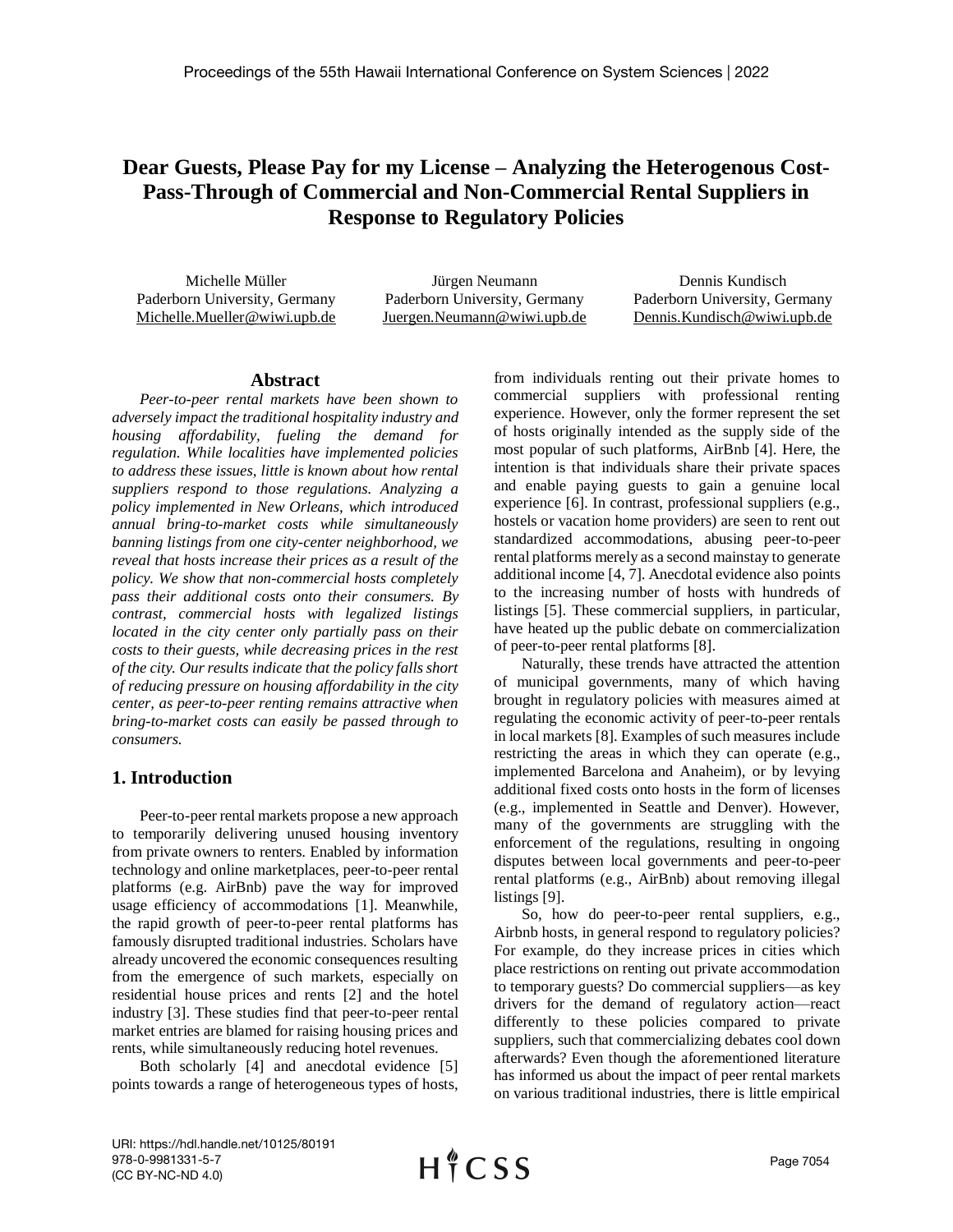# Dear Guests, Please Pay for my License – Analyzing the Heterogenous Cost-Pass-Through of Commercial and Non-Commercial Rental Suppliers in Response to Regulatory Policies

Michelle Müller
Paderborn University, Germany
Michelle.Mueller@wiwi.upb.de

Jürgen Neumann
Paderborn University, Germany
Juergen.Neumann@wiwi.upb.de

Dennis Kundisch
Paderborn University, Germany
Dennis.Kundisch@wiwi.upb.de

## Abstract

*Peer-to-peer rental markets have been shown to adversely impact the traditional hospitality industry and housing affordability, fueling the demand for regulation. While localities have implemented policies to address these issues, little is known about how rental suppliers respond to those regulations. Analyzing a policy implemented in New Orleans, which introduced annual bring-to-market costs while simultaneously banning listings from one city-center neighborhood, we reveal that hosts increase their prices as a result of the policy. We show that non-commercial hosts completely pass their additional costs onto their consumers. By contrast, commercial hosts with legalized listings located in the city center only partially pass on their costs to their guests, while decreasing prices in the rest of the city. Our results indicate that the policy falls short of reducing pressure on housing affordability in the city center, as peer-to-peer renting remains attractive when bring-to-market costs can easily be passed through to consumers.*

## 1. Introduction

Peer-to-peer rental markets propose a new approach to temporarily delivering unused housing inventory from private owners to renters. Enabled by information technology and online marketplaces, peer-to-peer rental platforms (e.g. AirBnb) pave the way for improved usage efficiency of accommodations [1]. Meanwhile, the rapid growth of peer-to-peer rental platforms has famously disrupted traditional industries. Scholars have already uncovered the economic consequences resulting from the emergence of such markets, especially on residential house prices and rents [2] and the hotel industry [3]. These studies find that peer-to-peer rental market entries are blamed for raising housing prices and rents, while simultaneously reducing hotel revenues.

Both scholarly [4] and anecdotal evidence [5] points towards a range of heterogeneous types of hosts, from individuals renting out their private homes to commercial suppliers with professional renting experience. However, only the former represent the set of hosts originally intended as the supply side of the most popular of such platforms, AirBnb [4]. Here, the intention is that individuals share their private spaces and enable paying guests to gain a genuine local experience [6]. In contrast, professional suppliers (e.g., hostels or vacation home providers) are seen to rent out standardized accommodations, abusing peer-to-peer rental platforms merely as a second mainstay to generate additional income [4, 7]. Anecdotal evidence also points to the increasing number of hosts with hundreds of listings [5]. These commercial suppliers, in particular, have heated up the public debate on commercialization of peer-to-peer rental platforms [8].

Naturally, these trends have attracted the attention of municipal governments, many of which having brought in regulatory policies with measures aimed at regulating the economic activity of peer-to-peer rentals in local markets [8]. Examples of such measures include restricting the areas in which they can operate (e.g., implemented Barcelona and Anaheim), or by levying additional fixed costs onto hosts in the form of licenses (e.g., implemented in Seattle and Denver). However, many of the governments are struggling with the enforcement of the regulations, resulting in ongoing disputes between local governments and peer-to-peer rental platforms (e.g., AirBnb) about removing illegal listings [9].

So, how do peer-to-peer rental suppliers, e.g., Airbnb hosts, in general respond to regulatory policies? For example, do they increase prices in cities which place restrictions on renting out private accommodation to temporary guests? Do commercial suppliers—as key drivers for the demand of regulatory action—react differently to these policies compared to private suppliers, such that commercializing debates cool down afterwards? Even though the aforementioned literature has informed us about the impact of peer rental markets on various traditional industries, there is little empirical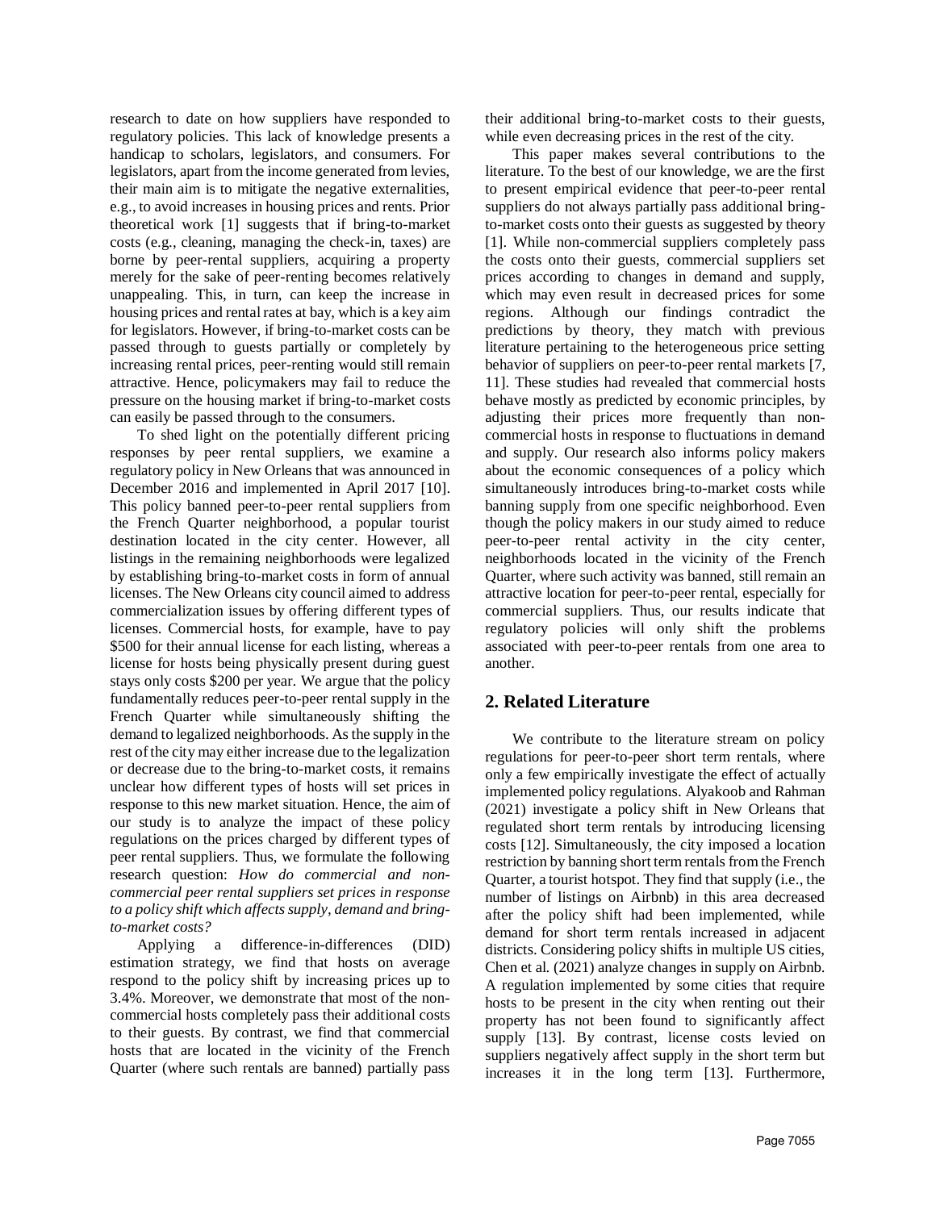research to date on how suppliers have responded to regulatory policies. This lack of knowledge presents a handicap to scholars, legislators, and consumers. For legislators, apart from the income generated from levies, their main aim is to mitigate the negative externalities, e.g., to avoid increases in housing prices and rents. Prior theoretical work [1] suggests that if bring-to-market costs (e.g., cleaning, managing the check-in, taxes) are borne by peer-rental suppliers, acquiring a property merely for the sake of peer-renting becomes relatively unappealing. This, in turn, can keep the increase in housing prices and rental rates at bay, which is a key aim for legislators. However, if bring-to-market costs can be passed through to guests partially or completely by increasing rental prices, peer-renting would still remain attractive. Hence, policymakers may fail to reduce the pressure on the housing market if bring-to-market costs can easily be passed through to the consumers.

To shed light on the potentially different pricing responses by peer rental suppliers, we examine a regulatory policy in New Orleans that was announced in December 2016 and implemented in April 2017 [10]. This policy banned peer-to-peer rental suppliers from the French Quarter neighborhood, a popular tourist destination located in the city center. However, all listings in the remaining neighborhoods were legalized by establishing bring-to-market costs in form of annual licenses. The New Orleans city council aimed to address commercialization issues by offering different types of licenses. Commercial hosts, for example, have to pay \$500 for their annual license for each listing, whereas a license for hosts being physically present during guest stays only costs \$200 per year. We argue that the policy fundamentally reduces peer-to-peer rental supply in the French Quarter while simultaneously shifting the demand to legalized neighborhoods. As the supply in the rest of the city may either increase due to the legalization or decrease due to the bring-to-market costs, it remains unclear how different types of hosts will set prices in response to this new market situation. Hence, the aim of our study is to analyze the impact of these policy regulations on the prices charged by different types of peer rental suppliers. Thus, we formulate the following research question: *How do commercial and non-commercial peer rental suppliers set prices in response to a policy shift which affects supply, demand and bring-to-market costs?*

Applying a difference-in-differences (DID) estimation strategy, we find that hosts on average respond to the policy shift by increasing prices up to 3.4%. Moreover, we demonstrate that most of the non-commercial hosts completely pass their additional costs to their guests. By contrast, we find that commercial hosts that are located in the vicinity of the French Quarter (where such rentals are banned) partially pass their additional bring-to-market costs to their guests, while even decreasing prices in the rest of the city.

This paper makes several contributions to the literature. To the best of our knowledge, we are the first to present empirical evidence that peer-to-peer rental suppliers do not always partially pass additional bring-to-market costs onto their guests as suggested by theory [1]. While non-commercial suppliers completely pass the costs onto their guests, commercial suppliers set prices according to changes in demand and supply, which may even result in decreased prices for some regions. Although our findings contradict the predictions by theory, they match with previous literature pertaining to the heterogeneous price setting behavior of suppliers on peer-to-peer rental markets [7, 11]. These studies had revealed that commercial hosts behave mostly as predicted by economic principles, by adjusting their prices more frequently than non-commercial hosts in response to fluctuations in demand and supply. Our research also informs policy makers about the economic consequences of a policy which simultaneously introduces bring-to-market costs while banning supply from one specific neighborhood. Even though the policy makers in our study aimed to reduce peer-to-peer rental activity in the city center, neighborhoods located in the vicinity of the French Quarter, where such activity was banned, still remain an attractive location for peer-to-peer rental, especially for commercial suppliers. Thus, our results indicate that regulatory policies will only shift the problems associated with peer-to-peer rentals from one area to another.

## 2. Related Literature

We contribute to the literature stream on policy regulations for peer-to-peer short term rentals, where only a few empirically investigate the effect of actually implemented policy regulations. Alyakoob and Rahman (2021) investigate a policy shift in New Orleans that regulated short term rentals by introducing licensing costs [12]. Simultaneously, the city imposed a location restriction by banning short term rentals from the French Quarter, a tourist hotspot. They find that supply (i.e., the number of listings on Airbnb) in this area decreased after the policy shift had been implemented, while demand for short term rentals increased in adjacent districts. Considering policy shifts in multiple US cities, Chen et al. (2021) analyze changes in supply on Airbnb. A regulation implemented by some cities that require hosts to be present in the city when renting out their property has not been found to significantly affect supply [13]. By contrast, license costs levied on suppliers negatively affect supply in the short term but increases it in the long term [13]. Furthermore,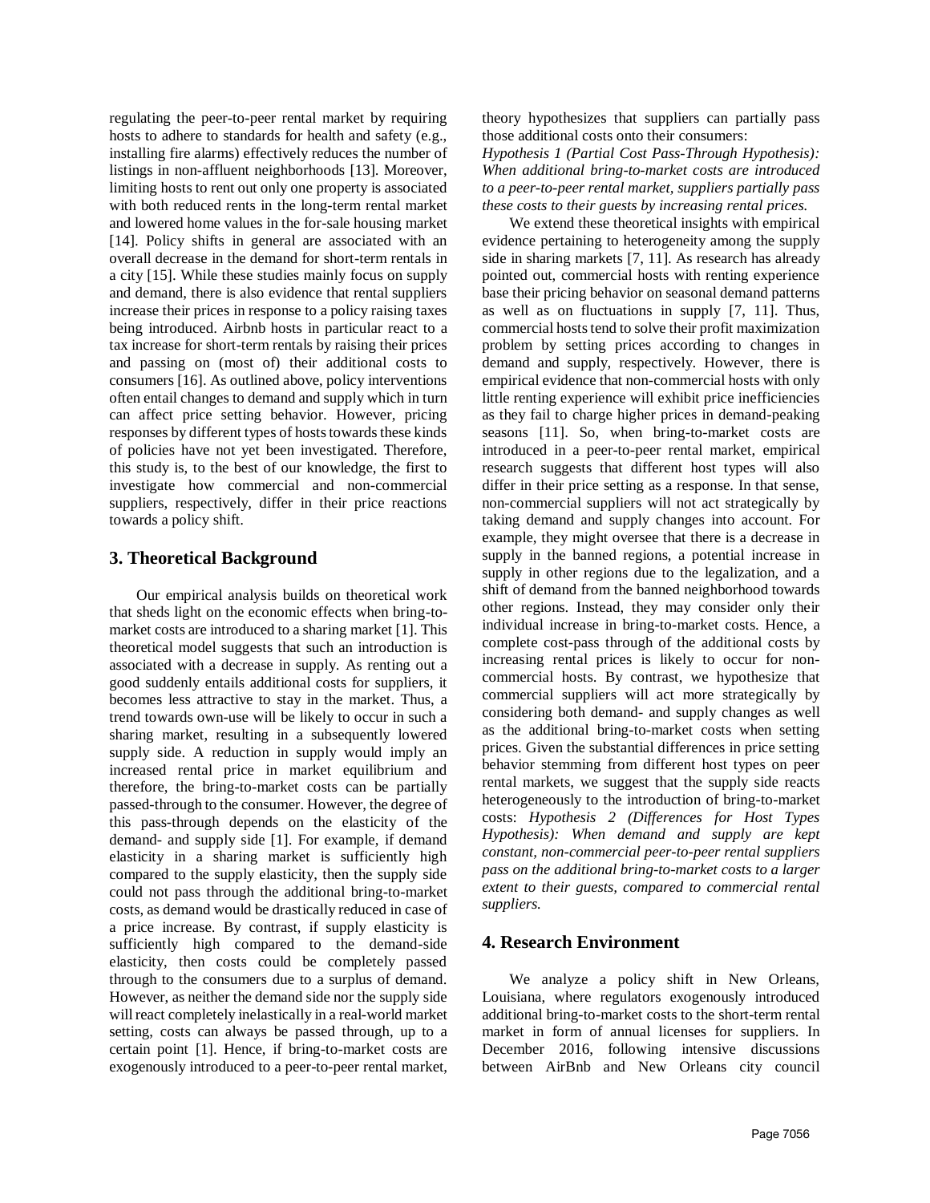regulating the peer-to-peer rental market by requiring hosts to adhere to standards for health and safety (e.g., installing fire alarms) effectively reduces the number of listings in non-affluent neighborhoods [13]. Moreover, limiting hosts to rent out only one property is associated with both reduced rents in the long-term rental market and lowered home values in the for-sale housing market [14]. Policy shifts in general are associated with an overall decrease in the demand for short-term rentals in a city [15]. While these studies mainly focus on supply and demand, there is also evidence that rental suppliers increase their prices in response to a policy raising taxes being introduced. Airbnb hosts in particular react to a tax increase for short-term rentals by raising their prices and passing on (most of) their additional costs to consumers [16]. As outlined above, policy interventions often entail changes to demand and supply which in turn can affect price setting behavior. However, pricing responses by different types of hosts towards these kinds of policies have not yet been investigated. Therefore, this study is, to the best of our knowledge, the first to investigate how commercial and non-commercial suppliers, respectively, differ in their price reactions towards a policy shift.

## 3. Theoretical Background

Our empirical analysis builds on theoretical work that sheds light on the economic effects when bring-to-market costs are introduced to a sharing market [1]. This theoretical model suggests that such an introduction is associated with a decrease in supply. As renting out a good suddenly entails additional costs for suppliers, it becomes less attractive to stay in the market. Thus, a trend towards own-use will be likely to occur in such a sharing market, resulting in a subsequently lowered supply side. A reduction in supply would imply an increased rental price in market equilibrium and therefore, the bring-to-market costs can be partially passed-through to the consumer. However, the degree of this pass-through depends on the elasticity of the demand- and supply side [1]. For example, if demand elasticity in a sharing market is sufficiently high compared to the supply elasticity, then the supply side could not pass through the additional bring-to-market costs, as demand would be drastically reduced in case of a price increase. By contrast, if supply elasticity is sufficiently high compared to the demand-side elasticity, then costs could be completely passed through to the consumers due to a surplus of demand. However, as neither the demand side nor the supply side will react completely inelastically in a real-world market setting, costs can always be passed through, up to a certain point [1]. Hence, if bring-to-market costs are exogenously introduced to a peer-to-peer rental market, theory hypothesizes that suppliers can partially pass those additional costs onto their consumers:

*Hypothesis 1 (Partial Cost Pass-Through Hypothesis): When additional bring-to-market costs are introduced to a peer-to-peer rental market, suppliers partially pass these costs to their guests by increasing rental prices.*

We extend these theoretical insights with empirical evidence pertaining to heterogeneity among the supply side in sharing markets [7, 11]. As research has already pointed out, commercial hosts with renting experience base their pricing behavior on seasonal demand patterns as well as on fluctuations in supply [7, 11]. Thus, commercial hosts tend to solve their profit maximization problem by setting prices according to changes in demand and supply, respectively. However, there is empirical evidence that non-commercial hosts with only little renting experience will exhibit price inefficiencies as they fail to charge higher prices in demand-peaking seasons [11]. So, when bring-to-market costs are introduced in a peer-to-peer rental market, empirical research suggests that different host types will also differ in their price setting as a response. In that sense, non-commercial suppliers will not act strategically by taking demand and supply changes into account. For example, they might oversee that there is a decrease in supply in the banned regions, a potential increase in supply in other regions due to the legalization, and a shift of demand from the banned neighborhood towards other regions. Instead, they may consider only their individual increase in bring-to-market costs. Hence, a complete cost-pass through of the additional costs by increasing rental prices is likely to occur for non-commercial hosts. By contrast, we hypothesize that commercial suppliers will act more strategically by considering both demand- and supply changes as well as the additional bring-to-market costs when setting prices. Given the substantial differences in price setting behavior stemming from different host types on peer rental markets, we suggest that the supply side reacts heterogeneously to the introduction of bring-to-market costs: *Hypothesis 2 (Differences for Host Types Hypothesis): When demand and supply are kept constant, non-commercial peer-to-peer rental suppliers pass on the additional bring-to-market costs to a larger extent to their guests, compared to commercial rental suppliers.*

## 4. Research Environment

We analyze a policy shift in New Orleans, Louisiana, where regulators exogenously introduced additional bring-to-market costs to the short-term rental market in form of annual licenses for suppliers. In December 2016, following intensive discussions between AirBnb and New Orleans city council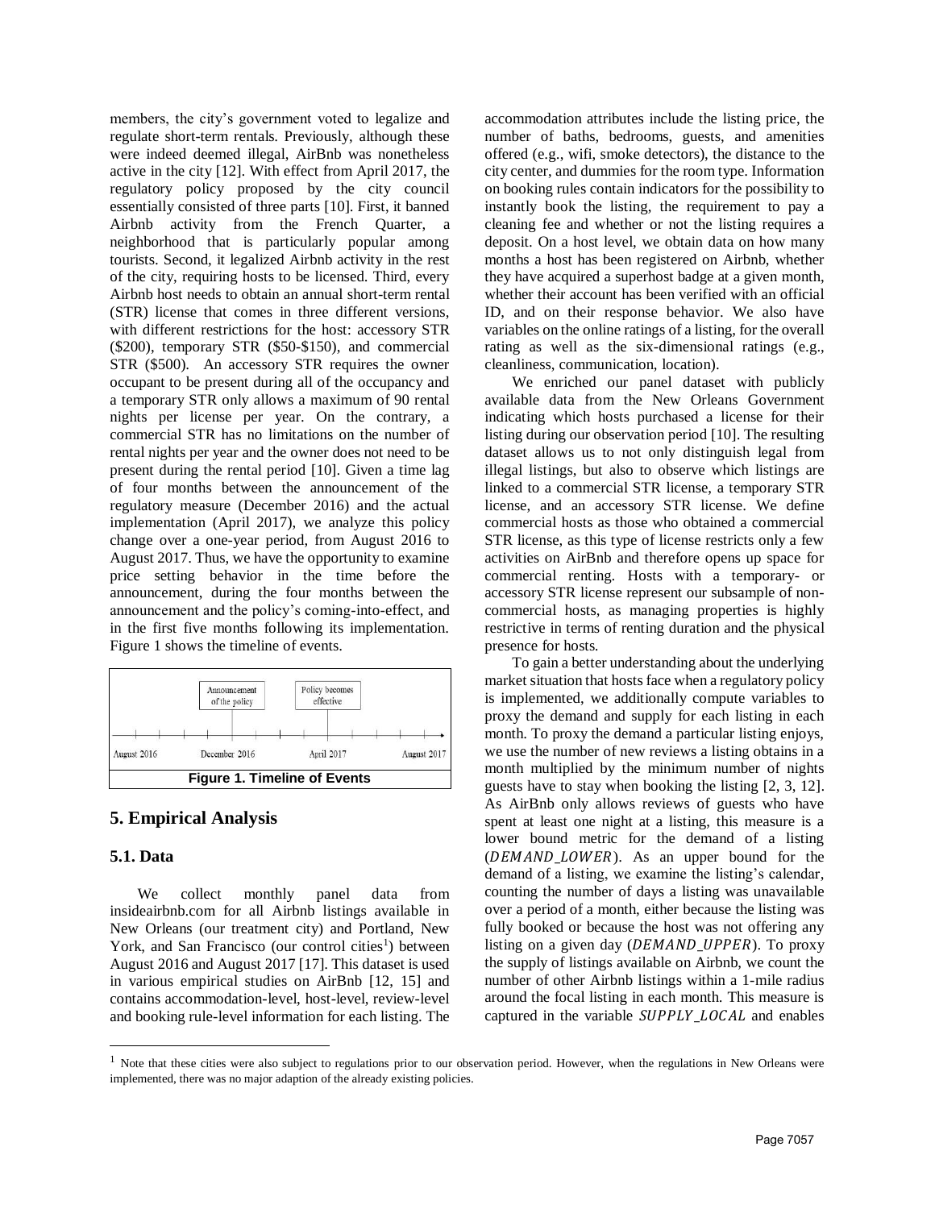members, the city's government voted to legalize and regulate short-term rentals. Previously, although these were indeed deemed illegal, AirBnb was nonetheless active in the city [12]. With effect from April 2017, the regulatory policy proposed by the city council essentially consisted of three parts [10]. First, it banned Airbnb activity from the French Quarter, a neighborhood that is particularly popular among tourists. Second, it legalized Airbnb activity in the rest of the city, requiring hosts to be licensed. Third, every Airbnb host needs to obtain an annual short-term rental (STR) license that comes in three different versions, with different restrictions for the host: accessory STR ($200), temporary STR ($50-$150), and commercial STR ($500). An accessory STR requires the owner occupant to be present during all of the occupancy and a temporary STR only allows a maximum of 90 rental nights per license per year. On the contrary, a commercial STR has no limitations on the number of rental nights per year and the owner does not need to be present during the rental period [10]. Given a time lag of four months between the announcement of the regulatory measure (December 2016) and the actual implementation (April 2017), we analyze this policy change over a one-year period, from August 2016 to August 2017. Thus, we have the opportunity to examine price setting behavior in the time before the announcement, during the four months between the announcement and the policy's coming-into-effect, and in the first five months following its implementation. Figure 1 shows the timeline of events.

Announcement of the policy

Policy becomes effective

August 2016

December 2016

April 2017

August 2017

**Figure 1. Timeline of Events**

## 5. Empirical Analysis

### 5.1. Data

We collect monthly panel data from insideairbnb.com for all Airbnb listings available in New Orleans (our treatment city) and Portland, New York, and San Francisco (our control cities[1]) between August 2016 and August 2017 [17]. This dataset is used in various empirical studies on AirBnb [12, 15] and contains accommodation-level, host-level, review-level and booking rule-level information for each listing. The accommodation attributes include the listing price, the number of baths, bedrooms, guests, and amenities offered (e.g., wifi, smoke detectors), the distance to the city center, and dummies for the room type. Information on booking rules contain indicators for the possibility to instantly book the listing, the requirement to pay a cleaning fee and whether or not the listing requires a deposit. On a host level, we obtain data on how many months a host has been registered on Airbnb, whether they have acquired a superhost badge at a given month, whether their account has been verified with an official ID, and on their response behavior. We also have variables on the online ratings of a listing, for the overall rating as well as the six-dimensional ratings (e.g., cleanliness, communication, location).

We enriched our panel dataset with publicly available data from the New Orleans Government indicating which hosts purchased a license for their listing during our observation period [10]. The resulting dataset allows us to not only distinguish legal from illegal listings, but also to observe which listings are linked to a commercial STR license, a temporary STR license, and an accessory STR license. We define commercial hosts as those who obtained a commercial STR license, as this type of license restricts only a few activities on AirBnb and therefore opens up space for commercial renting. Hosts with a temporary- or accessory STR license represent our subsample of non-commercial hosts, as managing properties is highly restrictive in terms of renting duration and the physical presence for hosts.

To gain a better understanding about the underlying market situation that hosts face when a regulatory policy is implemented, we additionally compute variables to proxy the demand and supply for each listing in each month. To proxy the demand a particular listing enjoys, we use the number of new reviews a listing obtains in a month multiplied by the minimum number of nights guests have to stay when booking the listing [2, 3, 12]. As AirBnb only allows reviews of guests who have spent at least one night at a listing, this measure is a lower bound metric for the demand of a listing ($DEMAND\_LOWER$). As an upper bound for the demand of a listing, we examine the listing's calendar, counting the number of days a listing was unavailable over a period of a month, either because the listing was fully booked or because the host was not offering any listing on a given day ($DEMAND\_UPPER$). To proxy the supply of listings available on Airbnb, we count the number of other Airbnb listings within a 1-mile radius around the focal listing in each month. This measure is captured in the variable $SUPPLY\_LOCAL$ and enables

[1] Note that these cities were also subject to regulations prior to our observation period. However, when the regulations in New Orleans were implemented, there was no major adaption of the already existing policies.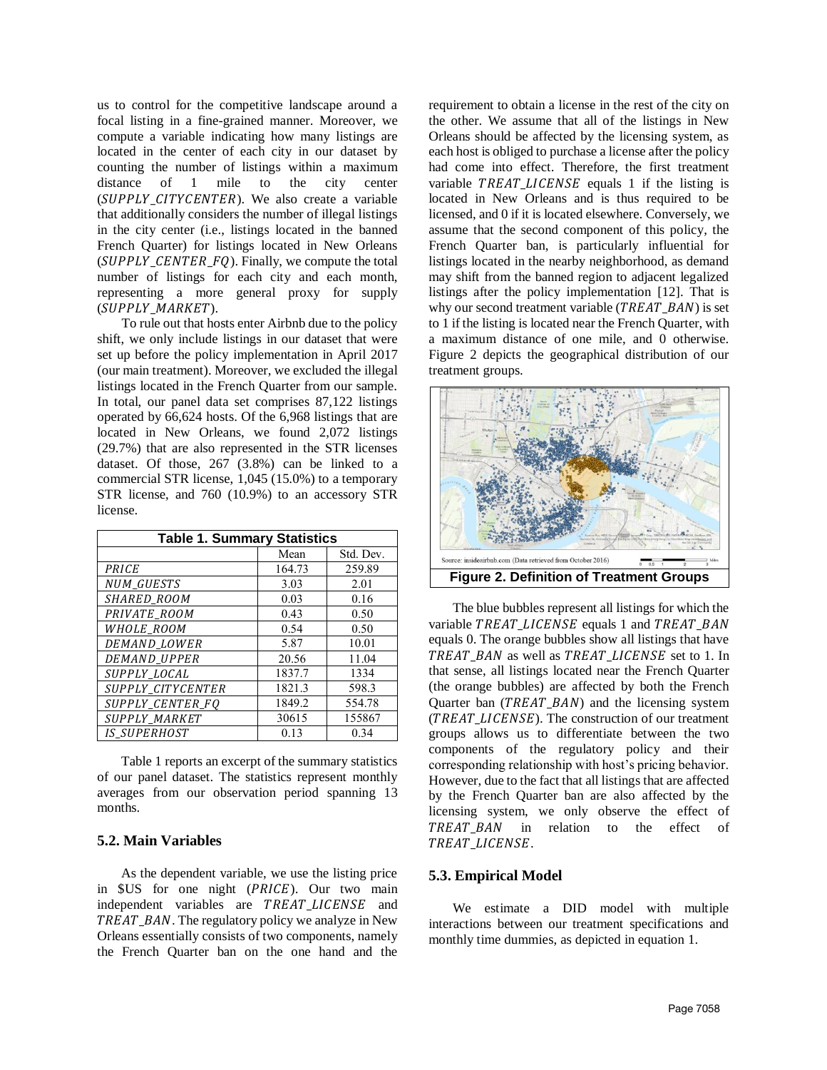us to control for the competitive landscape around a focal listing in a fine-grained manner. Moreover, we compute a variable indicating how many listings are located in the center of each city in our dataset by counting the number of listings within a maximum distance of 1 mile to the city center ($SUPPLY\_CITYCENTER$). We also create a variable that additionally considers the number of illegal listings in the city center (i.e., listings located in the banned French Quarter) for listings located in New Orleans ($SUPPLY\_CENTER\_FQ$). Finally, we compute the total number of listings for each city and each month, representing a more general proxy for supply ($SUPPLY\_MARKET$).

To rule out that hosts enter Airbnb due to the policy shift, we only include listings in our dataset that were set up before the policy implementation in April 2017 (our main treatment). Moreover, we excluded the illegal listings located in the French Quarter from our sample. In total, our panel data set comprises 87,122 listings operated by 66,624 hosts. Of the 6,968 listings that are located in New Orleans, we found 2,072 listings (29.7%) that are also represented in the STR licenses dataset. Of those, 267 (3.8%) can be linked to a commercial STR license, 1,045 (15.0%) to a temporary STR license, and 760 (10.9%) to an accessory STR license.

**Table 1. Summary Statistics**

| | Mean | Std. Dev. |
|---|---|---|
| $PRICE$ | 164.73 | 259.89 |
| $NUM\_GUESTS$ | 3.03 | 2.01 |
| $SHARED\_ROOM$ | 0.03 | 0.16 |
| $PRIVATE\_ROOM$ | 0.43 | 0.50 |
| $WHOLE\_ROOM$ | 0.54 | 0.50 |
| $DEMAND\_LOWER$ | 5.87 | 10.01 |
| $DEMAND\_UPPER$ | 20.56 | 11.04 |
| $SUPPLY\_LOCAL$ | 1837.7 | 1334 |
| $SUPPLY\_CITYCENTER$ | 1821.3 | 598.3 |
| $SUPPLY\_CENTER\_FQ$ | 1849.2 | 554.78 |
| $SUPPLY\_MARKET$ | 30615 | 155867 |
| $IS\_SUPERHOST$ | 0.13 | 0.34 |

Table 1 reports an excerpt of the summary statistics of our panel dataset. The statistics represent monthly averages from our observation period spanning 13 months.

### 5.2. Main Variables

As the dependent variable, we use the listing price in \$US for one night ($PRICE$). Our two main independent variables are $TREAT\_LICENSE$ and $TREAT\_BAN$. The regulatory policy we analyze in New Orleans essentially consists of two components, namely the French Quarter ban on the one hand and the requirement to obtain a license in the rest of the city on the other. We assume that all of the listings in New Orleans should be affected by the licensing system, as each host is obliged to purchase a license after the policy had come into effect. Therefore, the first treatment variable $TREAT\_LICENSE$ equals 1 if the listing is located in New Orleans and is thus required to be licensed, and 0 if it is located elsewhere. Conversely, we assume that the second component of this policy, the French Quarter ban, is particularly influential for listings located in the nearby neighborhood, as demand may shift from the banned region to adjacent legalized listings after the policy implementation [12]. That is why our second treatment variable ($TREAT\_BAN$) is set to 1 if the listing is located near the French Quarter, with a maximum distance of one mile, and 0 otherwise. Figure 2 depicts the geographical distribution of our treatment groups.

Source: insideairbnb.com (Data retrieved from October 2016)

**Figure 2. Definition of Treatment Groups**

The blue bubbles represent all listings for which the variable $TREAT\_LICENSE$ equals 1 and $TREAT\_BAN$ equals 0. The orange bubbles show all listings that have $TREAT\_BAN$ as well as $TREAT\_LICENSE$ set to 1. In that sense, all listings located near the French Quarter (the orange bubbles) are affected by both the French Quarter ban ($TREAT\_BAN$) and the licensing system ($TREAT\_LICENSE$). The construction of our treatment groups allows us to differentiate between the two components of the regulatory policy and their corresponding relationship with host's pricing behavior. However, due to the fact that all listings that are affected by the French Quarter ban are also affected by the licensing system, we only observe the effect of $TREAT\_BAN$ in relation to the effect of $TREAT\_LICENSE$.

### 5.3. Empirical Model

We estimate a DID model with multiple interactions between our treatment specifications and monthly time dummies, as depicted in equation 1.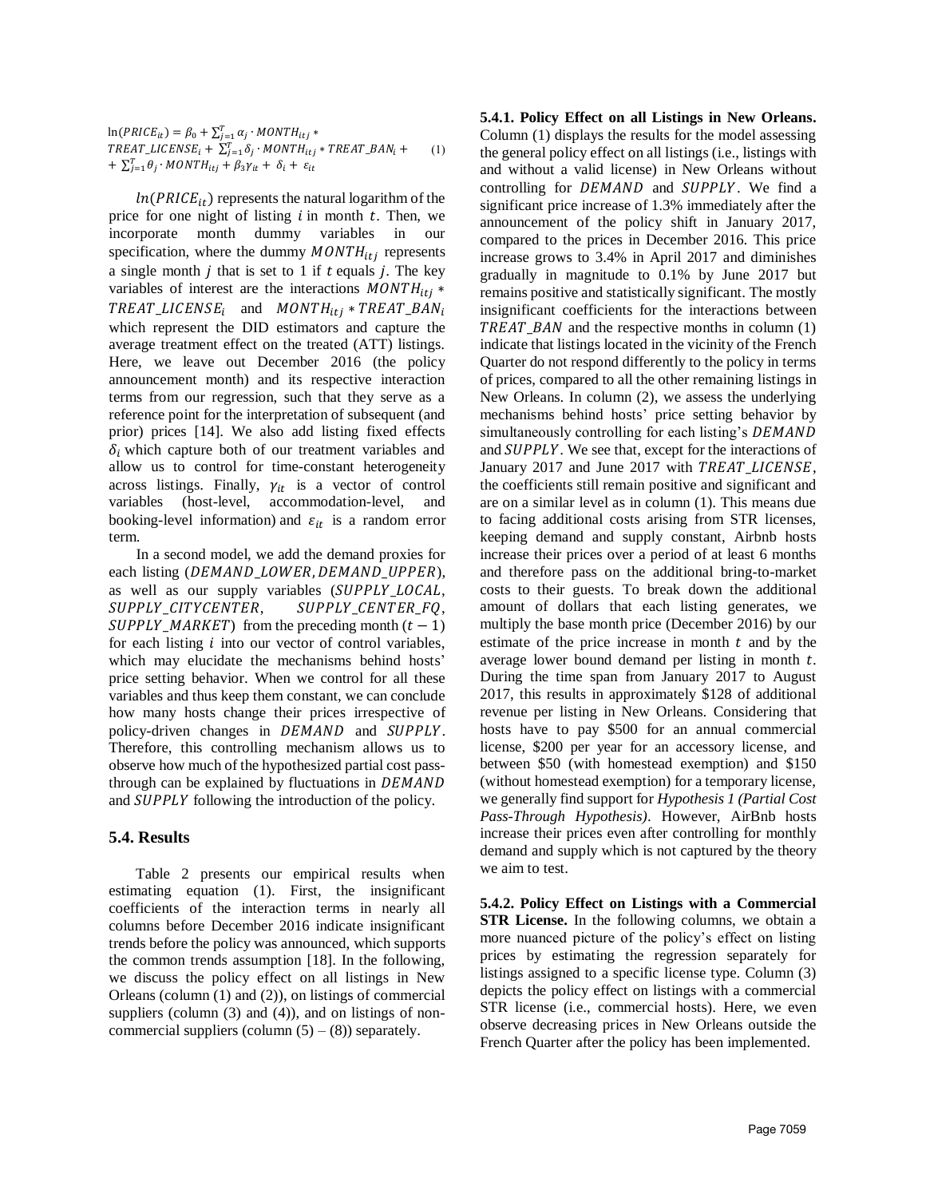$$\ln(PRICE_{it}) = \beta_0 + \sum_{j=1}^{T} \alpha_j \cdot MONTH_{itj} * TREAT\_LICENSE_i + \sum_{j=1}^{T} \delta_j \cdot MONTH_{itj} * TREAT\_BAN_i + \sum_{j=1}^{T} \theta_j \cdot MONTH_{itj} + \beta_3 \gamma_{it} + \delta_i + \varepsilon_{it} \quad (1)$$

$ln(PRICE_{it})$ represents the natural logarithm of the price for one night of listing $i$ in month $t$. Then, we incorporate month dummy variables in our specification, where the dummy $MONTH_{itj}$ represents a single month $j$ that is set to 1 if $t$ equals $j$. The key variables of interest are the interactions $MONTH_{itj} * TREAT\_LICENSE_i$ and $MONTH_{itj} * TREAT\_BAN_i$ which represent the DID estimators and capture the average treatment effect on the treated (ATT) listings. Here, we leave out December 2016 (the policy announcement month) and its respective interaction terms from our regression, such that they serve as a reference point for the interpretation of subsequent (and prior) prices [14]. We also add listing fixed effects $\delta_i$ which capture both of our treatment variables and allow us to control for time-constant heterogeneity across listings. Finally, $\gamma_{it}$ is a vector of control variables (host-level, accommodation-level, and booking-level information) and $\varepsilon_{it}$ is a random error term.

In a second model, we add the demand proxies for each listing ($DEMAND\_LOWER, DEMAND\_UPPER$), as well as our supply variables ($SUPPLY\_LOCAL$, $SUPPLY\_CITYCENTER$, $SUPPLY\_CENTER\_FQ$, $SUPPLY\_MARKET$) from the preceding month ($t-1$) for each listing $i$ into our vector of control variables, which may elucidate the mechanisms behind hosts' price setting behavior. When we control for all these variables and thus keep them constant, we can conclude how many hosts change their prices irrespective of policy-driven changes in $DEMAND$ and $SUPPLY$. Therefore, this controlling mechanism allows us to observe how much of the hypothesized partial cost pass-through can be explained by fluctuations in $DEMAND$ and $SUPPLY$ following the introduction of the policy.

## 5.4. Results

Table 2 presents our empirical results when estimating equation (1). First, the insignificant coefficients of the interaction terms in nearly all columns before December 2016 indicate insignificant trends before the policy was announced, which supports the common trends assumption [18]. In the following, we discuss the policy effect on all listings in New Orleans (column (1) and (2)), on listings of commercial suppliers (column (3) and (4)), and on listings of non-commercial suppliers (column (5) – (8)) separately.

**5.4.1. Policy Effect on all Listings in New Orleans.** Column (1) displays the results for the model assessing the general policy effect on all listings (i.e., listings with and without a valid license) in New Orleans without controlling for $DEMAND$ and $SUPPLY$. We find a significant price increase of 1.3% immediately after the announcement of the policy shift in January 2017, compared to the prices in December 2016. This price increase grows to 3.4% in April 2017 and diminishes gradually in magnitude to 0.1% by June 2017 but remains positive and statistically significant. The mostly insignificant coefficients for the interactions between $TREAT\_BAN$ and the respective months in column (1) indicate that listings located in the vicinity of the French Quarter do not respond differently to the policy in terms of prices, compared to all the other remaining listings in New Orleans. In column (2), we assess the underlying mechanisms behind hosts' price setting behavior by simultaneously controlling for each listing's $DEMAND$ and $SUPPLY$. We see that, except for the interactions of January 2017 and June 2017 with $TREAT\_LICENSE$, the coefficients still remain positive and significant and are on a similar level as in column (1). This means due to facing additional costs arising from STR licenses, keeping demand and supply constant, Airbnb hosts increase their prices over a period of at least 6 months and therefore pass on the additional bring-to-market costs to their guests. To break down the additional amount of dollars that each listing generates, we multiply the base month price (December 2016) by our estimate of the price increase in month $t$ and by the average lower bound demand per listing in month $t$. During the time span from January 2017 to August 2017, this results in approximately \$128 of additional revenue per listing in New Orleans. Considering that hosts have to pay \$500 for an annual commercial license, \$200 per year for an accessory license, and between \$50 (with homestead exemption) and \$150 (without homestead exemption) for a temporary license, we generally find support for *Hypothesis 1 (Partial Cost Pass-Through Hypothesis)*. However, AirBnb hosts increase their prices even after controlling for monthly demand and supply which is not captured by the theory we aim to test.

**5.4.2. Policy Effect on Listings with a Commercial STR License.** In the following columns, we obtain a more nuanced picture of the policy's effect on listing prices by estimating the regression separately for listings assigned to a specific license type. Column (3) depicts the policy effect on listings with a commercial STR license (i.e., commercial hosts). Here, we even observe decreasing prices in New Orleans outside the French Quarter after the policy has been implemented.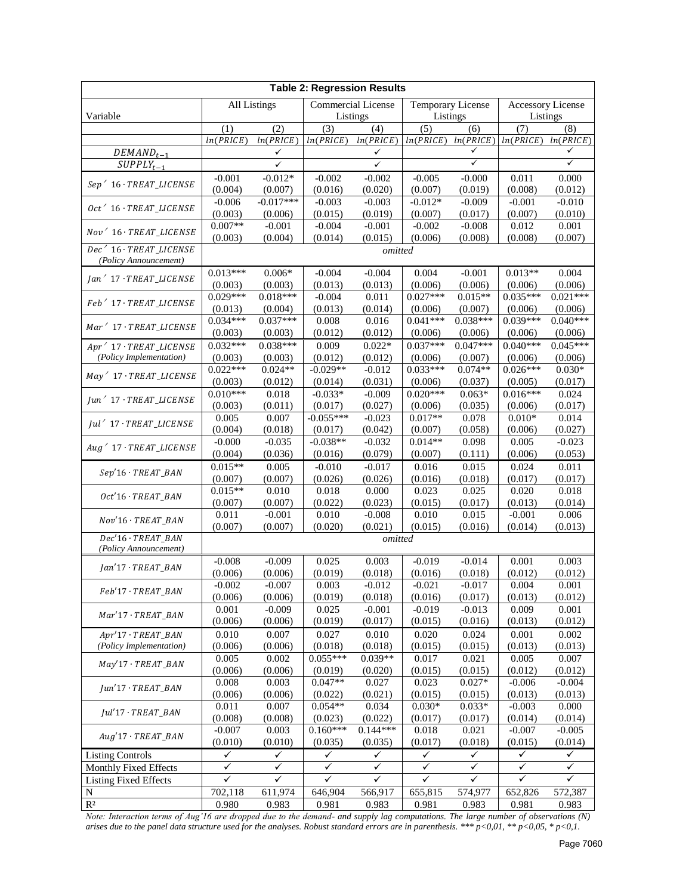**Table 2: Regression Results**

| Variable | All Listings | | Commercial License Listings | | Temporary License Listings | | Accessory License Listings | |
|---|---|---|---|---|---|---|---|---|
| | (1) | (2) | (3) | (4) | (5) | (6) | (7) | (8) |
| | $ln(PRICE)$ | $ln(PRICE)$ | $ln(PRICE)$ | $ln(PRICE)$ | $ln(PRICE)$ | $ln(PRICE)$ | $ln(PRICE)$ | $ln(PRICE)$ |
| $DEMAND_{t-1}$ | | ✓ | | ✓ | | ✓ | | ✓ |
| $SUPPLY_{t-1}$ | | ✓ | | ✓ | | ✓ | | ✓ |
| $Sep'16 \cdot TREAT\_LICENSE$ | -0.001 | -0.012* | -0.002 | -0.002 | -0.005 | -0.000 | 0.011 | 0.000 |
| | (0.004) | (0.007) | (0.016) | (0.020) | (0.007) | (0.019) | (0.008) | (0.012) |
| $Oct'16 \cdot TREAT\_LICENSE$ | -0.006 | -0.017*** | -0.003 | -0.003 | -0.012* | -0.009 | -0.001 | -0.010 |
| | (0.003) | (0.006) | (0.015) | (0.019) | (0.007) | (0.017) | (0.007) | (0.010) |
| $Nov'16 \cdot TREAT\_LICENSE$ | 0.007** | -0.001 | -0.004 | -0.001 | -0.002 | -0.008 | 0.012 | 0.001 |
| | (0.003) | (0.004) | (0.014) | (0.015) | (0.006) | (0.008) | (0.008) | (0.007) |
| $Dec'16 \cdot TREAT\_LICENSE$ *(Policy Announcement)* | *omitted* | | | | | | | |
| $Jan'17 \cdot TREAT\_LICENSE$ | 0.013*** | 0.006* | -0.004 | -0.004 | 0.004 | -0.001 | 0.013** | 0.004 |
| | (0.003) | (0.003) | (0.013) | (0.013) | (0.006) | (0.006) | (0.006) | (0.006) |
| $Feb'17 \cdot TREAT\_LICENSE$ | 0.029*** | 0.018*** | -0.004 | 0.011 | 0.027*** | 0.015** | 0.035*** | 0.021*** |
| | (0.013) | (0.004) | (0.013) | (0.014) | (0.006) | (0.007) | (0.006) | (0.006) |
| $Mar'17 \cdot TREAT\_LICENSE$ | 0.034*** | 0.037*** | 0.008 | 0.016 | 0.041*** | 0.038*** | 0.039*** | 0.040*** |
| | (0.003) | (0.003) | (0.012) | (0.012) | (0.006) | (0.006) | (0.006) | (0.006) |
| $Apr'17 \cdot TREAT\_LICENSE$ *(Policy Implementation)* | 0.032*** | 0.038*** | 0.009 | 0.022* | 0.037*** | 0.047*** | 0.040*** | 0.045*** |
| | (0.003) | (0.003) | (0.012) | (0.012) | (0.006) | (0.007) | (0.006) | (0.006) |
| $May'17 \cdot TREAT\_LICENSE$ | 0.022*** | 0.024** | -0.029** | -0.012 | 0.033*** | 0.074** | 0.026*** | 0.030* |
| | (0.003) | (0.012) | (0.014) | (0.031) | (0.006) | (0.037) | (0.005) | (0.017) |
| $Jun'17 \cdot TREAT\_LICENSE$ | 0.010*** | 0.018 | -0.033* | -0.009 | 0.020*** | 0.063* | 0.016*** | 0.024 |
| | (0.003) | (0.011) | (0.017) | (0.027) | (0.006) | (0.035) | (0.006) | (0.017) |
| $Jul'17 \cdot TREAT\_LICENSE$ | 0.005 | 0.007 | -0.055*** | -0.023 | 0.017** | 0.078 | 0.010* | 0.014 |
| | (0.004) | (0.018) | (0.017) | (0.042) | (0.007) | (0.058) | (0.006) | (0.027) |
| $Aug'17 \cdot TREAT\_LICENSE$ | -0.000 | -0.035 | -0.038** | -0.032 | 0.014** | 0.098 | 0.005 | -0.023 |
| | (0.004) | (0.036) | (0.016) | (0.079) | (0.007) | (0.111) | (0.006) | (0.053) |
| $Sep'16 \cdot TREAT\_BAN$ | 0.015** | 0.005 | -0.010 | -0.017 | 0.016 | 0.015 | 0.024 | 0.011 |
| | (0.007) | (0.007) | (0.026) | (0.026) | (0.016) | (0.018) | (0.017) | (0.017) |
| $Oct'16 \cdot TREAT\_BAN$ | 0.015** | 0.010 | 0.018 | 0.000 | 0.023 | 0.025 | 0.020 | 0.018 |
| | (0.007) | (0.007) | (0.022) | (0.023) | (0.015) | (0.017) | (0.013) | (0.014) |
| $Nov'16 \cdot TREAT\_BAN$ | 0.011 | -0.001 | 0.010 | -0.008 | 0.010 | 0.015 | -0.001 | 0.006 |
| | (0.007) | (0.007) | (0.020) | (0.021) | (0.015) | (0.016) | (0.014) | (0.013) |
| $Dec'16 \cdot TREAT\_BAN$ *(Policy Announcement)* | *omitted* | | | | | | | |
| $Jan'17 \cdot TREAT\_BAN$ | -0.008 | -0.009 | 0.025 | 0.003 | -0.019 | -0.014 | 0.001 | 0.003 |
| | (0.006) | (0.006) | (0.019) | (0.018) | (0.016) | (0.018) | (0.012) | (0.012) |
| $Feb'17 \cdot TREAT\_BAN$ | -0.002 | -0.007 | 0.003 | -0.012 | -0.021 | -0.017 | 0.004 | 0.001 |
| | (0.006) | (0.006) | (0.019) | (0.018) | (0.016) | (0.017) | (0.013) | (0.012) |
| $Mar'17 \cdot TREAT\_BAN$ | 0.001 | -0.009 | 0.025 | -0.001 | -0.019 | -0.013 | 0.009 | 0.001 |
| | (0.006) | (0.006) | (0.019) | (0.017) | (0.015) | (0.016) | (0.013) | (0.012) |
| $Apr'17 \cdot TREAT\_BAN$ *(Policy Implementation)* | 0.010 | 0.007 | 0.027 | 0.010 | 0.020 | 0.024 | 0.001 | 0.002 |
| | (0.006) | (0.006) | (0.018) | (0.018) | (0.015) | (0.015) | (0.013) | (0.013) |
| $May'17 \cdot TREAT\_BAN$ | 0.005 | 0.002 | 0.055*** | 0.039** | 0.017 | 0.021 | 0.005 | 0.007 |
| | (0.006) | (0.006) | (0.019) | (0.020) | (0.015) | (0.015) | (0.012) | (0.012) |
| $Jun'17 \cdot TREAT\_BAN$ | 0.008 | 0.003 | 0.047** | 0.027 | 0.023 | 0.027* | -0.006 | -0.004 |
| | (0.006) | (0.006) | (0.022) | (0.021) | (0.015) | (0.015) | (0.013) | (0.013) |
| $Jul'17 \cdot TREAT\_BAN$ | 0.011 | 0.007 | 0.054** | 0.034 | 0.030* | 0.033* | -0.003 | 0.000 |
| | (0.008) | (0.008) | (0.023) | (0.022) | (0.017) | (0.017) | (0.014) | (0.014) |
| $Aug'17 \cdot TREAT\_BAN$ | -0.007 | 0.003 | 0.160*** | 0.144*** | 0.018 | 0.021 | -0.007 | -0.005 |
| | (0.010) | (0.010) | (0.035) | (0.035) | (0.017) | (0.018) | (0.015) | (0.014) |
| Listing Controls | ✓ | ✓ | ✓ | ✓ | ✓ | ✓ | ✓ | ✓ |
| Monthly Fixed Effects | ✓ | ✓ | ✓ | ✓ | ✓ | ✓ | ✓ | ✓ |
| Listing Fixed Effects | ✓ | ✓ | ✓ | ✓ | ✓ | ✓ | ✓ | ✓ |
| N | 702,118 | 611,974 | 646,904 | 566,917 | 655,815 | 574,977 | 652,826 | 572,387 |
| R² | 0.980 | 0.983 | 0.981 | 0.983 | 0.981 | 0.983 | 0.981 | 0.983 |

*Note: Interaction terms of Aug'16 are dropped due to the demand- and supply lag computations. The large number of observations (N) arises due to the panel data structure used for the analyses. Robust standard errors are in parenthesis. *** p<0,01, ** p<0,05, * p<0,1.*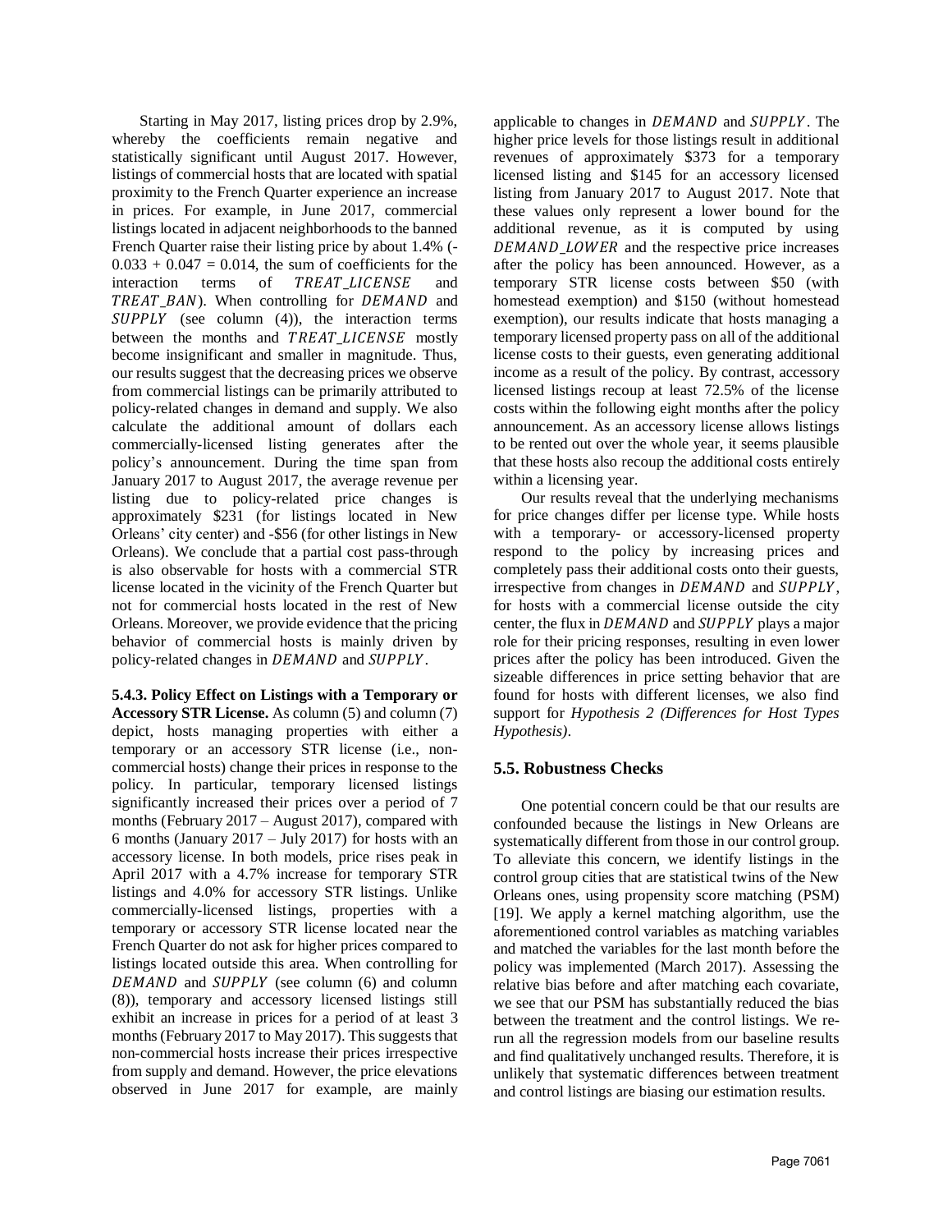Starting in May 2017, listing prices drop by 2.9%, whereby the coefficients remain negative and statistically significant until August 2017. However, listings of commercial hosts that are located with spatial proximity to the French Quarter experience an increase in prices. For example, in June 2017, commercial listings located in adjacent neighborhoods to the banned French Quarter raise their listing price by about 1.4% ($-0.033 + 0.047 = 0.014$, the sum of coefficients for the interaction terms of $TREAT\_LICENSE$ and $TREAT\_BAN$). When controlling for $DEMAND$ and $SUPPLY$ (see column (4)), the interaction terms between the months and $TREAT\_LICENSE$ mostly become insignificant and smaller in magnitude. Thus, our results suggest that the decreasing prices we observe from commercial listings can be primarily attributed to policy-related changes in demand and supply. We also calculate the additional amount of dollars each commercially-licensed listing generates after the policy's announcement. During the time span from January 2017 to August 2017, the average revenue per listing due to policy-related price changes is approximately \$231 (for listings located in New Orleans' city center) and -\$56 (for other listings in New Orleans). We conclude that a partial cost pass-through is also observable for hosts with a commercial STR license located in the vicinity of the French Quarter but not for commercial hosts located in the rest of New Orleans. Moreover, we provide evidence that the pricing behavior of commercial hosts is mainly driven by policy-related changes in $DEMAND$ and $SUPPLY$.

**5.4.3. Policy Effect on Listings with a Temporary or Accessory STR License.** As column (5) and column (7) depict, hosts managing properties with either a temporary or an accessory STR license (i.e., non-commercial hosts) change their prices in response to the policy. In particular, temporary licensed listings significantly increased their prices over a period of 7 months (February 2017 – August 2017), compared with 6 months (January 2017 – July 2017) for hosts with an accessory license. In both models, price rises peak in April 2017 with a 4.7% increase for temporary STR listings and 4.0% for accessory STR listings. Unlike commercially-licensed listings, properties with a temporary or accessory STR license located near the French Quarter do not ask for higher prices compared to listings located outside this area. When controlling for $DEMAND$ and $SUPPLY$ (see column (6) and column (8)), temporary and accessory licensed listings still exhibit an increase in prices for a period of at least 3 months (February 2017 to May 2017). This suggests that non-commercial hosts increase their prices irrespective from supply and demand. However, the price elevations observed in June 2017 for example, are mainly applicable to changes in $DEMAND$ and $SUPPLY$. The higher price levels for those listings result in additional revenues of approximately \$373 for a temporary licensed listing and \$145 for an accessory licensed listing from January 2017 to August 2017. Note that these values only represent a lower bound for the additional revenue, as it is computed by using $DEMAND\_LOWER$ and the respective price increases after the policy has been announced. However, as a temporary STR license costs between \$50 (with homestead exemption) and \$150 (without homestead exemption), our results indicate that hosts managing a temporary licensed property pass on all of the additional license costs to their guests, even generating additional income as a result of the policy. By contrast, accessory licensed listings recoup at least 72.5% of the license costs within the following eight months after the policy announcement. As an accessory license allows listings to be rented out over the whole year, it seems plausible that these hosts also recoup the additional costs entirely within a licensing year.

Our results reveal that the underlying mechanisms for price changes differ per license type. While hosts with a temporary- or accessory-licensed property respond to the policy by increasing prices and completely pass their additional costs onto their guests, irrespective from changes in $DEMAND$ and $SUPPLY$, for hosts with a commercial license outside the city center, the flux in $DEMAND$ and $SUPPLY$ plays a major role for their pricing responses, resulting in even lower prices after the policy has been introduced. Given the sizeable differences in price setting behavior that are found for hosts with different licenses, we also find support for *Hypothesis 2 (Differences for Host Types Hypothesis)*.

## 5.5. Robustness Checks

One potential concern could be that our results are confounded because the listings in New Orleans are systematically different from those in our control group. To alleviate this concern, we identify listings in the control group cities that are statistical twins of the New Orleans ones, using propensity score matching (PSM) [19]. We apply a kernel matching algorithm, use the aforementioned control variables as matching variables and matched the variables for the last month before the policy was implemented (March 2017). Assessing the relative bias before and after matching each covariate, we see that our PSM has substantially reduced the bias between the treatment and the control listings. We re-run all the regression models from our baseline results and find qualitatively unchanged results. Therefore, it is unlikely that systematic differences between treatment and control listings are biasing our estimation results.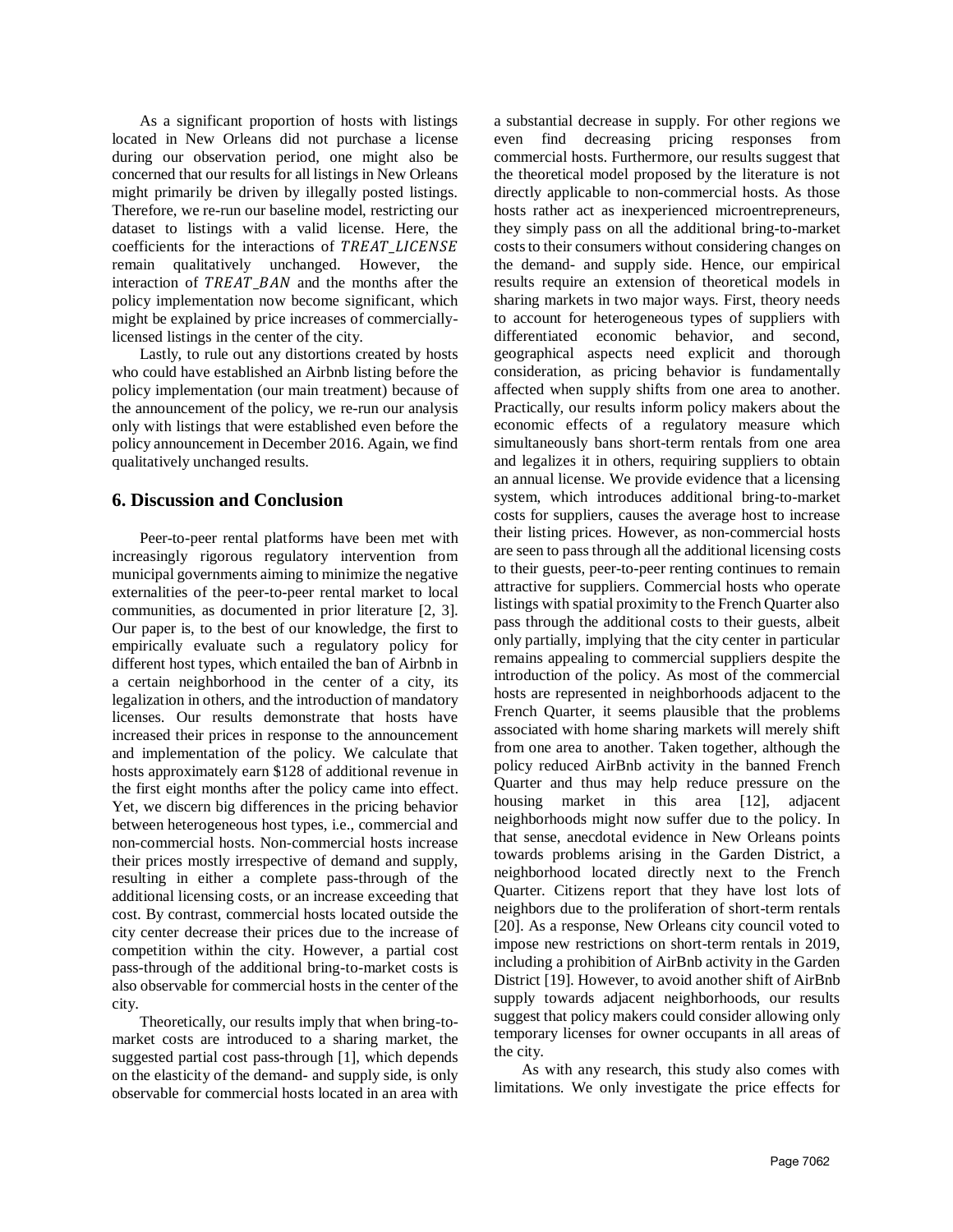As a significant proportion of hosts with listings located in New Orleans did not purchase a license during our observation period, one might also be concerned that our results for all listings in New Orleans might primarily be driven by illegally posted listings. Therefore, we re-run our baseline model, restricting our dataset to listings with a valid license. Here, the coefficients for the interactions of $TREAT\_LICENSE$ remain qualitatively unchanged. However, the interaction of $TREAT\_BAN$ and the months after the policy implementation now become significant, which might be explained by price increases of commercially-licensed listings in the center of the city.

Lastly, to rule out any distortions created by hosts who could have established an Airbnb listing before the policy implementation (our main treatment) because of the announcement of the policy, we re-run our analysis only with listings that were established even before the policy announcement in December 2016. Again, we find qualitatively unchanged results.

## 6. Discussion and Conclusion

Peer-to-peer rental platforms have been met with increasingly rigorous regulatory intervention from municipal governments aiming to minimize the negative externalities of the peer-to-peer rental market to local communities, as documented in prior literature [2, 3]. Our paper is, to the best of our knowledge, the first to empirically evaluate such a regulatory policy for different host types, which entailed the ban of Airbnb in a certain neighborhood in the center of a city, its legalization in others, and the introduction of mandatory licenses. Our results demonstrate that hosts have increased their prices in response to the announcement and implementation of the policy. We calculate that hosts approximately earn \$128 of additional revenue in the first eight months after the policy came into effect. Yet, we discern big differences in the pricing behavior between heterogeneous host types, i.e., commercial and non-commercial hosts. Non-commercial hosts increase their prices mostly irrespective of demand and supply, resulting in either a complete pass-through of the additional licensing costs, or an increase exceeding that cost. By contrast, commercial hosts located outside the city center decrease their prices due to the increase of competition within the city. However, a partial cost pass-through of the additional bring-to-market costs is also observable for commercial hosts in the center of the city.

Theoretically, our results imply that when bring-to-market costs are introduced to a sharing market, the suggested partial cost pass-through [1], which depends on the elasticity of the demand- and supply side, is only observable for commercial hosts located in an area with a substantial decrease in supply. For other regions we even find decreasing pricing responses from commercial hosts. Furthermore, our results suggest that the theoretical model proposed by the literature is not directly applicable to non-commercial hosts. As those hosts rather act as inexperienced microentrepreneurs, they simply pass on all the additional bring-to-market costs to their consumers without considering changes on the demand- and supply side. Hence, our empirical results require an extension of theoretical models in sharing markets in two major ways. First, theory needs to account for heterogeneous types of suppliers with differentiated economic behavior, and second, geographical aspects need explicit and thorough consideration, as pricing behavior is fundamentally affected when supply shifts from one area to another. Practically, our results inform policy makers about the economic effects of a regulatory measure which simultaneously bans short-term rentals from one area and legalizes it in others, requiring suppliers to obtain an annual license. We provide evidence that a licensing system, which introduces additional bring-to-market costs for suppliers, causes the average host to increase their listing prices. However, as non-commercial hosts are seen to pass through all the additional licensing costs to their guests, peer-to-peer renting continues to remain attractive for suppliers. Commercial hosts who operate listings with spatial proximity to the French Quarter also pass through the additional costs to their guests, albeit only partially, implying that the city center in particular remains appealing to commercial suppliers despite the introduction of the policy. As most of the commercial hosts are represented in neighborhoods adjacent to the French Quarter, it seems plausible that the problems associated with home sharing markets will merely shift from one area to another. Taken together, although the policy reduced AirBnb activity in the banned French Quarter and thus may help reduce pressure on the housing market in this area [12], adjacent neighborhoods might now suffer due to the policy. In that sense, anecdotal evidence in New Orleans points towards problems arising in the Garden District, a neighborhood located directly next to the French Quarter. Citizens report that they have lost lots of neighbors due to the proliferation of short-term rentals [20]. As a response, New Orleans city council voted to impose new restrictions on short-term rentals in 2019, including a prohibition of AirBnb activity in the Garden District [19]. However, to avoid another shift of AirBnb supply towards adjacent neighborhoods, our results suggest that policy makers could consider allowing only temporary licenses for owner occupants in all areas of the city.

As with any research, this study also comes with limitations. We only investigate the price effects for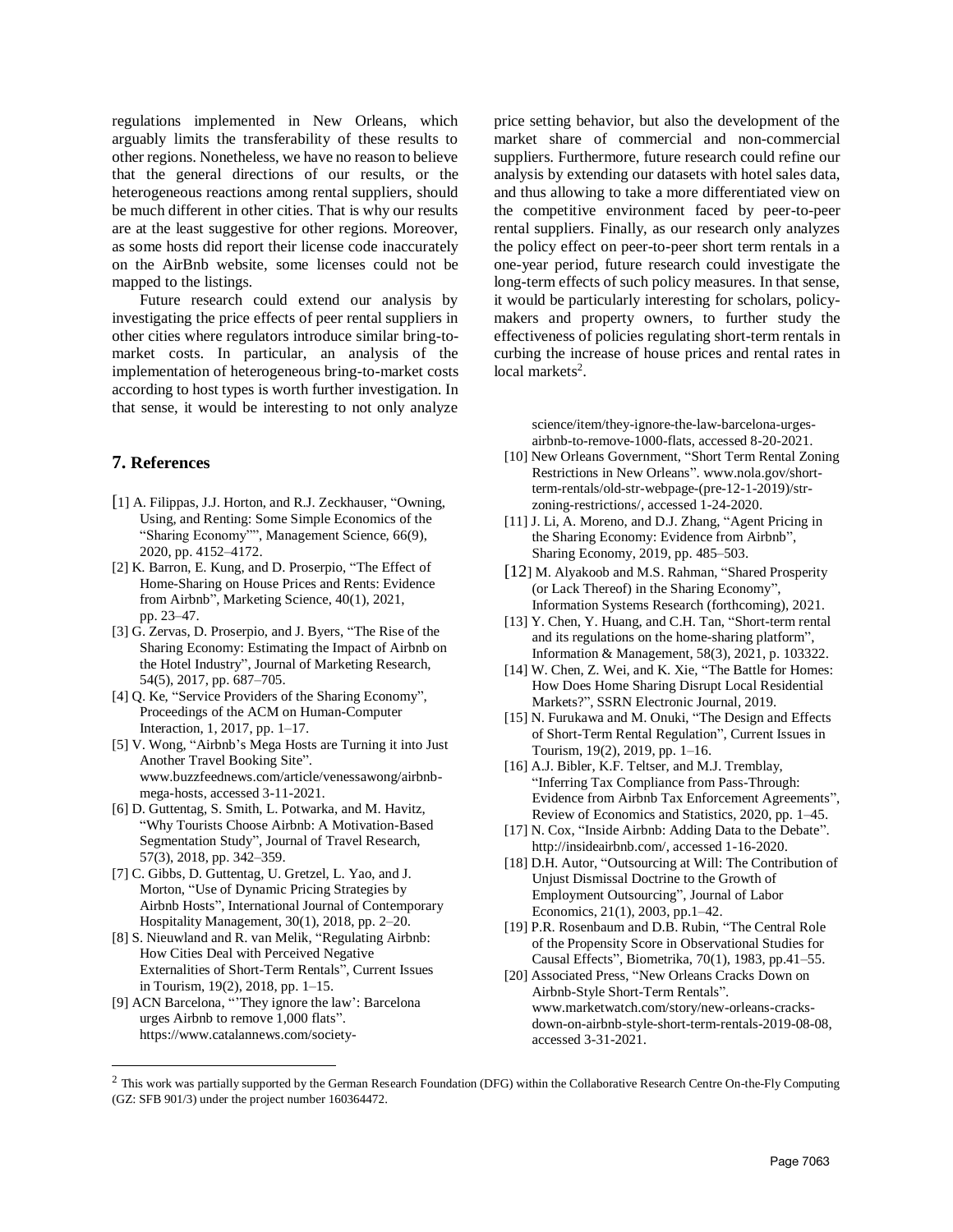regulations implemented in New Orleans, which arguably limits the transferability of these results to other regions. Nonetheless, we have no reason to believe that the general directions of our results, or the heterogeneous reactions among rental suppliers, should be much different in other cities. That is why our results are at the least suggestive for other regions. Moreover, as some hosts did report their license code inaccurately on the AirBnb website, some licenses could not be mapped to the listings.

Future research could extend our analysis by investigating the price effects of peer rental suppliers in other cities where regulators introduce similar bring-to-market costs. In particular, an analysis of the implementation of heterogeneous bring-to-market costs according to host types is worth further investigation. In that sense, it would be interesting to not only analyze price setting behavior, but also the development of the market share of commercial and non-commercial suppliers. Furthermore, future research could refine our analysis by extending our datasets with hotel sales data, and thus allowing to take a more differentiated view on the competitive environment faced by peer-to-peer rental suppliers. Finally, as our research only analyzes the policy effect on peer-to-peer short term rentals in a one-year period, future research could investigate the long-term effects of such policy measures. In that sense, it would be particularly interesting for scholars, policy-makers and property owners, to further study the effectiveness of policies regulating short-term rentals in curbing the increase of house prices and rental rates in local markets[2].

## 7. References

[1] A. Filippas, J.J. Horton, and R.J. Zeckhauser, "Owning, Using, and Renting: Some Simple Economics of the "Sharing Economy"", Management Science, 66(9), 2020, pp. 4152–4172.

[2] K. Barron, E. Kung, and D. Proserpio, "The Effect of Home-Sharing on House Prices and Rents: Evidence from Airbnb", Marketing Science, 40(1), 2021, pp. 23–47.

[3] G. Zervas, D. Proserpio, and J. Byers, "The Rise of the Sharing Economy: Estimating the Impact of Airbnb on the Hotel Industry", Journal of Marketing Research, 54(5), 2017, pp. 687–705.

[4] Q. Ke, "Service Providers of the Sharing Economy", Proceedings of the ACM on Human-Computer Interaction, 1, 2017, pp. 1–17.

[5] V. Wong, "Airbnb's Mega Hosts are Turning it into Just Another Travel Booking Site". www.buzzfeednews.com/article/venessawong/airbnb-mega-hosts, accessed 3-11-2021.

[6] D. Guttentag, S. Smith, L. Potwarka, and M. Havitz, "Why Tourists Choose Airbnb: A Motivation-Based Segmentation Study", Journal of Travel Research, 57(3), 2018, pp. 342–359.

[7] C. Gibbs, D. Guttentag, U. Gretzel, L. Yao, and J. Morton, "Use of Dynamic Pricing Strategies by Airbnb Hosts", International Journal of Contemporary Hospitality Management, 30(1), 2018, pp. 2–20.

[8] S. Nieuwland and R. van Melik, "Regulating Airbnb: How Cities Deal with Perceived Negative Externalities of Short-Term Rentals", Current Issues in Tourism, 19(2), 2018, pp. 1–15.

[9] ACN Barcelona, "'They ignore the law': Barcelona urges Airbnb to remove 1,000 flats". https://www.catalannews.com/society-science/item/they-ignore-the-law-barcelona-urges-airbnb-to-remove-1000-flats, accessed 8-20-2021.

[10] New Orleans Government, "Short Term Rental Zoning Restrictions in New Orleans". www.nola.gov/short-term-rentals/old-str-webpage-(pre-12-1-2019)/str-zoning-restrictions/, accessed 1-24-2020.

[11] J. Li, A. Moreno, and D.J. Zhang, "Agent Pricing in the Sharing Economy: Evidence from Airbnb", Sharing Economy, 2019, pp. 485–503.

[12] M. Alyakoob and M.S. Rahman, "Shared Prosperity (or Lack Thereof) in the Sharing Economy", Information Systems Research (forthcoming), 2021.

[13] Y. Chen, Y. Huang, and C.H. Tan, "Short-term rental and its regulations on the home-sharing platform", Information & Management, 58(3), 2021, p. 103322.

[14] W. Chen, Z. Wei, and K. Xie, "The Battle for Homes: How Does Home Sharing Disrupt Local Residential Markets?", SSRN Electronic Journal, 2019.

[15] N. Furukawa and M. Onuki, "The Design and Effects of Short-Term Rental Regulation", Current Issues in Tourism, 19(2), 2019, pp. 1–16.

[16] A.J. Bibler, K.F. Teltser, and M.J. Tremblay, "Inferring Tax Compliance from Pass-Through: Evidence from Airbnb Tax Enforcement Agreements", Review of Economics and Statistics, 2020, pp. 1–45.

[17] N. Cox, "Inside Airbnb: Adding Data to the Debate". http://insideairbnb.com/, accessed 1-16-2020.

[18] D.H. Autor, "Outsourcing at Will: The Contribution of Unjust Dismissal Doctrine to the Growth of Employment Outsourcing", Journal of Labor Economics, 21(1), 2003, pp.1–42.

[19] P.R. Rosenbaum and D.B. Rubin, "The Central Role of the Propensity Score in Observational Studies for Causal Effects", Biometrika, 70(1), 1983, pp.41–55.

[20] Associated Press, "New Orleans Cracks Down on Airbnb-Style Short-Term Rentals". www.marketwatch.com/story/new-orleans-cracks-down-on-airbnb-style-short-term-rentals-2019-08-08, accessed 3-31-2021.

[2] This work was partially supported by the German Research Foundation (DFG) within the Collaborative Research Centre On-the-Fly Computing (GZ: SFB 901/3) under the project number 160364472.